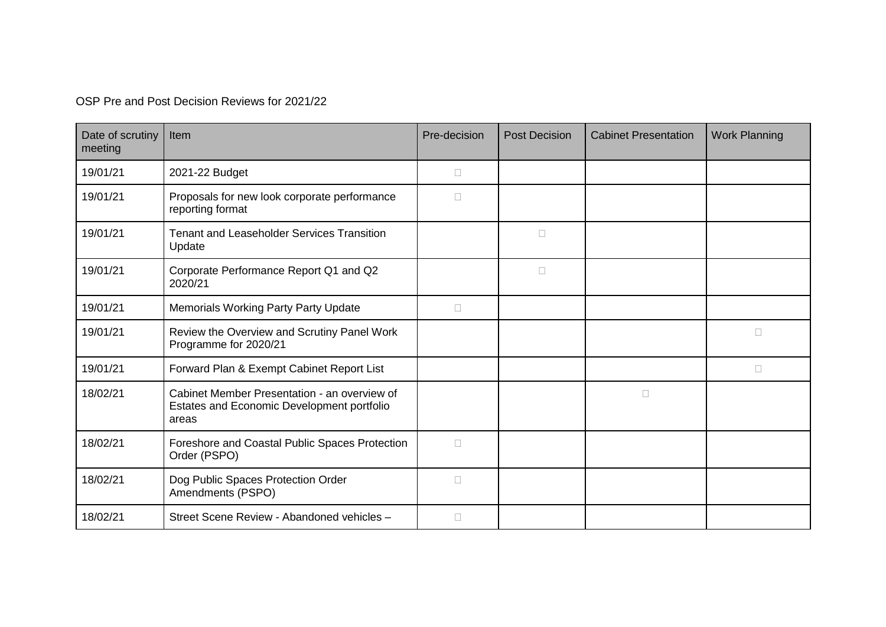OSP Pre and Post Decision Reviews for 2021/22

| Date of scrutiny meeting | Item | Pre-decision | Post Decision | Cabinet Presentation | Work Planning |
|---|---|---|---|---|---|
| 19/01/21 | 2021-22 Budget | ☐ | | | |
| 19/01/21 | Proposals for new look corporate performance reporting format | ☐ | | | |
| 19/01/21 | Tenant and Leaseholder Services Transition Update | | ☐ | | |
| 19/01/21 | Corporate Performance Report Q1 and Q2 2020/21 | | ☐ | | |
| 19/01/21 | Memorials Working Party Party Update | ☐ | | | |
| 19/01/21 | Review the Overview and Scrutiny Panel Work Programme for 2020/21 | | | | ☐ |
| 19/01/21 | Forward Plan & Exempt Cabinet Report List | | | | ☐ |
| 18/02/21 | Cabinet Member Presentation - an overview of Estates and Economic Development portfolio areas | | | ☐ | |
| 18/02/21 | Foreshore and Coastal Public Spaces Protection Order (PSPO) | ☐ | | | |
| 18/02/21 | Dog Public Spaces Protection Order Amendments (PSPO) | ☐ | | | |
| 18/02/21 | Street Scene Review - Abandoned vehicles – | ☐ | | | |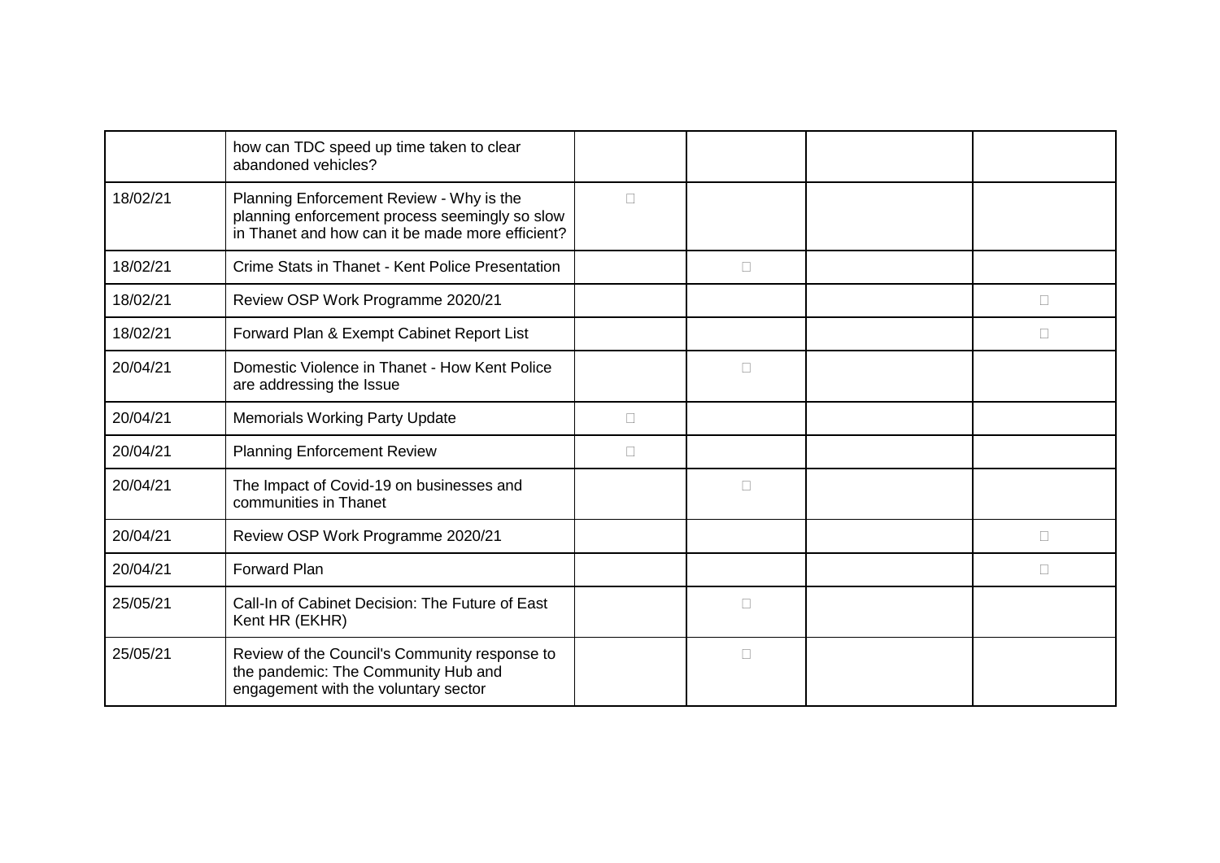| | | | | | |
|---|---|---|---|---|---|
| | how can TDC speed up time taken to clear abandoned vehicles? | | | | |
| 18/02/21 | Planning Enforcement Review - Why is the planning enforcement process seemingly so slow in Thanet and how can it be made more efficient? | □ | | | |
| 18/02/21 | Crime Stats in Thanet - Kent Police Presentation | | □ | | |
| 18/02/21 | Review OSP Work Programme 2020/21 | | | | □ |
| 18/02/21 | Forward Plan & Exempt Cabinet Report List | | | | □ |
| 20/04/21 | Domestic Violence in Thanet - How Kent Police are addressing the Issue | | □ | | |
| 20/04/21 | Memorials Working Party Update | □ | | | |
| 20/04/21 | Planning Enforcement Review | □ | | | |
| 20/04/21 | The Impact of Covid-19 on businesses and communities in Thanet | | □ | | |
| 20/04/21 | Review OSP Work Programme 2020/21 | | | | □ |
| 20/04/21 | Forward Plan | | | | □ |
| 25/05/21 | Call-In of Cabinet Decision: The Future of East Kent HR (EKHR) | | □ | | |
| 25/05/21 | Review of the Council's Community response to the pandemic: The Community Hub and engagement with the voluntary sector | | □ | | |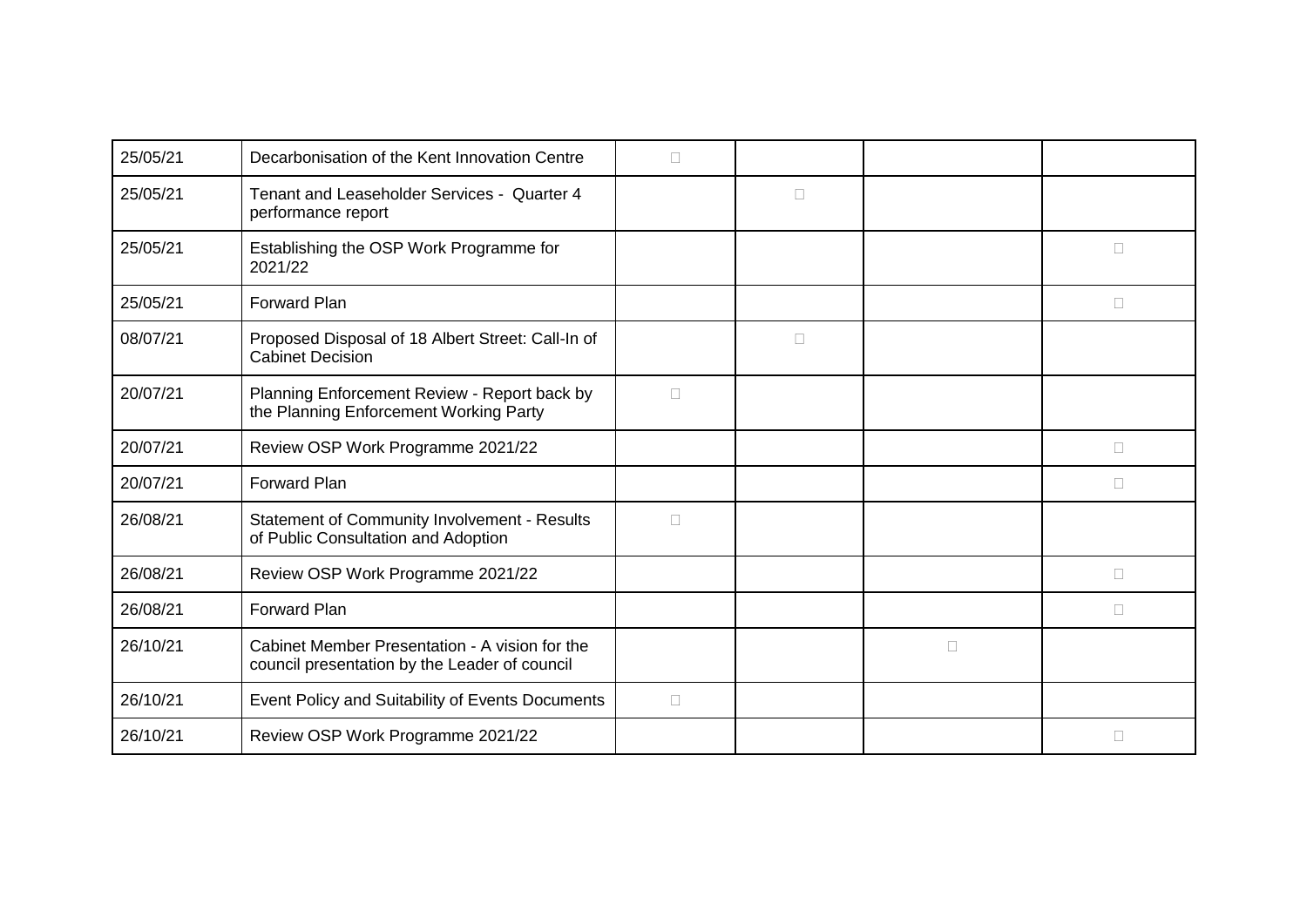| | | | | | |
|---|---|---|---|---|---|
| 25/05/21 | Decarbonisation of the Kent Innovation Centre | □ | | | |
| 25/05/21 | Tenant and Leaseholder Services - Quarter 4 performance report | | □ | | |
| 25/05/21 | Establishing the OSP Work Programme for 2021/22 | | | | □ |
| 25/05/21 | Forward Plan | | | | □ |
| 08/07/21 | Proposed Disposal of 18 Albert Street: Call-In of Cabinet Decision | | □ | | |
| 20/07/21 | Planning Enforcement Review - Report back by the Planning Enforcement Working Party | □ | | | |
| 20/07/21 | Review OSP Work Programme 2021/22 | | | | □ |
| 20/07/21 | Forward Plan | | | | □ |
| 26/08/21 | Statement of Community Involvement - Results of Public Consultation and Adoption | □ | | | |
| 26/08/21 | Review OSP Work Programme 2021/22 | | | | □ |
| 26/08/21 | Forward Plan | | | | □ |
| 26/10/21 | Cabinet Member Presentation - A vision for the council presentation by the Leader of council | | | □ | |
| 26/10/21 | Event Policy and Suitability of Events Documents | □ | | | |
| 26/10/21 | Review OSP Work Programme 2021/22 | | | | □ |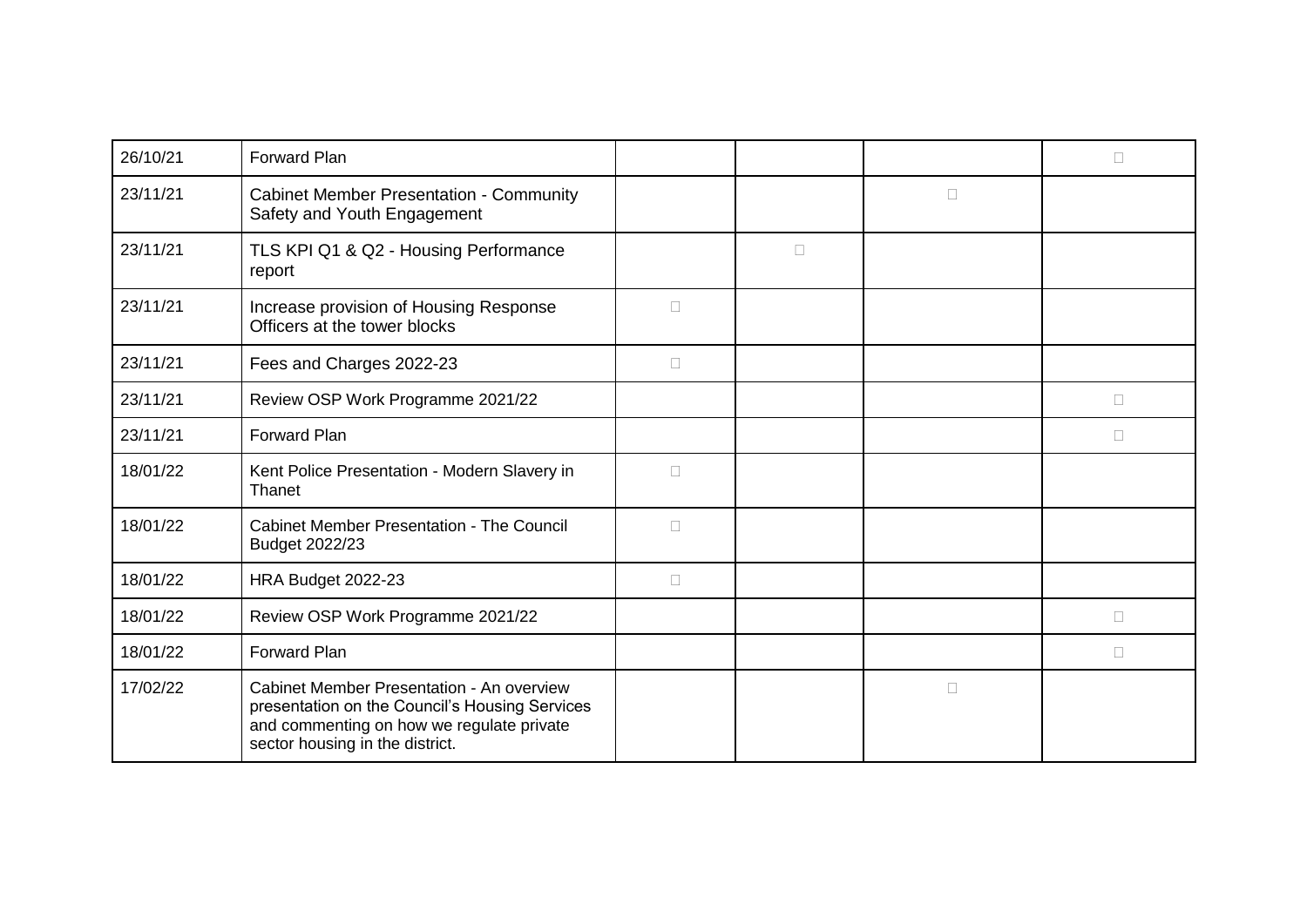| | | | | | |
|---|---|---|---|---|---|
| 26/10/21 | Forward Plan | | | | □ |
| 23/11/21 | Cabinet Member Presentation - Community Safety and Youth Engagement | | | □ | |
| 23/11/21 | TLS KPI Q1 & Q2 - Housing Performance report | | □ | | |
| 23/11/21 | Increase provision of Housing Response Officers at the tower blocks | □ | | | |
| 23/11/21 | Fees and Charges 2022-23 | □ | | | |
| 23/11/21 | Review OSP Work Programme 2021/22 | | | | □ |
| 23/11/21 | Forward Plan | | | | □ |
| 18/01/22 | Kent Police Presentation - Modern Slavery in Thanet | □ | | | |
| 18/01/22 | Cabinet Member Presentation - The Council Budget 2022/23 | □ | | | |
| 18/01/22 | HRA Budget 2022-23 | □ | | | |
| 18/01/22 | Review OSP Work Programme 2021/22 | | | | □ |
| 18/01/22 | Forward Plan | | | | □ |
| 17/02/22 | Cabinet Member Presentation - An overview presentation on the Council's Housing Services and commenting on how we regulate private sector housing in the district. | | | □ | |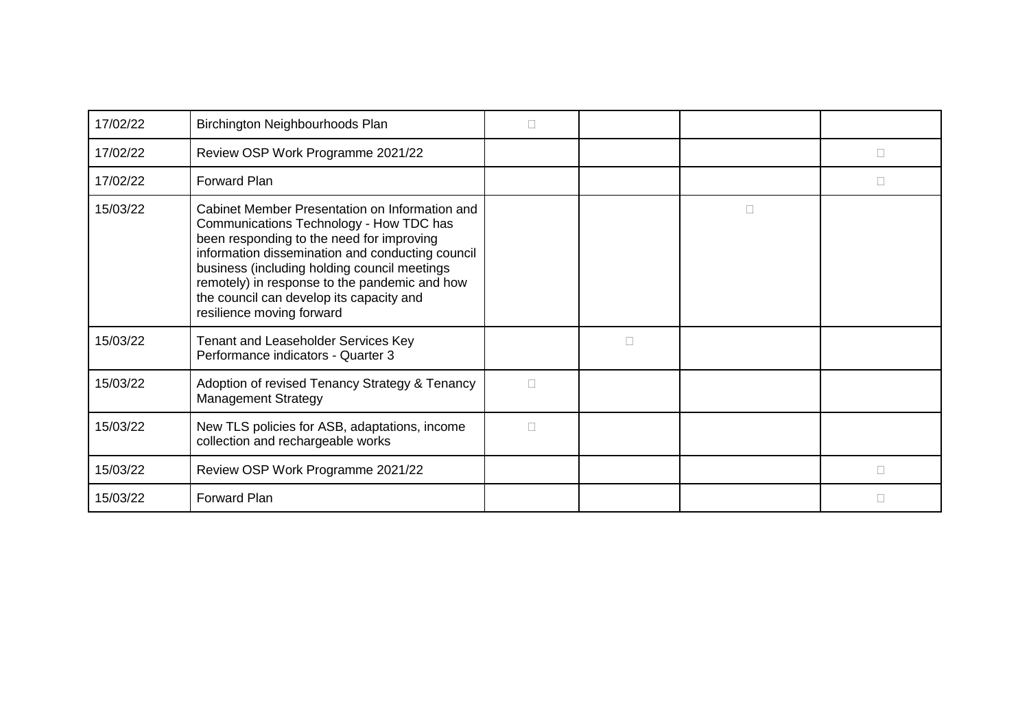| | | | | | |
|---|---|---|---|---|---|
| 17/02/22 | Birchington Neighbourhoods Plan | □ | | | |
| 17/02/22 | Review OSP Work Programme 2021/22 | | | | □ |
| 17/02/22 | Forward Plan | | | | □ |
| 15/03/22 | Cabinet Member Presentation on Information and Communications Technology - How TDC has been responding to the need for improving information dissemination and conducting council business (including holding council meetings remotely) in response to the pandemic and how the council can develop its capacity and resilience moving forward | | | □ | |
| 15/03/22 | Tenant and Leaseholder Services Key Performance indicators - Quarter 3 | | □ | | |
| 15/03/22 | Adoption of revised Tenancy Strategy & Tenancy Management Strategy | □ | | | |
| 15/03/22 | New TLS policies for ASB, adaptations, income collection and rechargeable works | □ | | | |
| 15/03/22 | Review OSP Work Programme 2021/22 | | | | □ |
| 15/03/22 | Forward Plan | | | | □ |